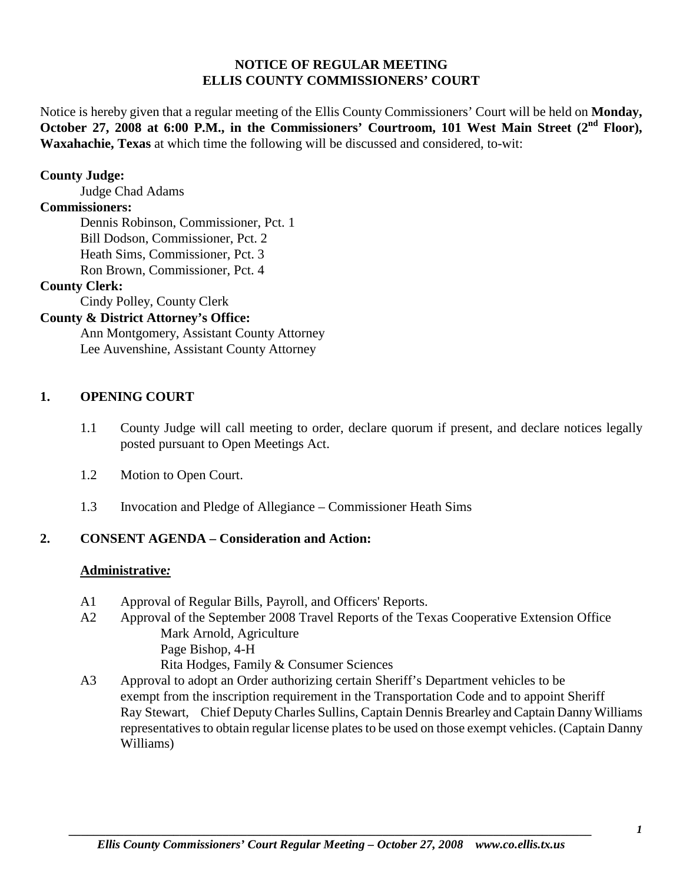# NOTICE OF REGULAR MEETING
# ELLIS COUNTY COMMISSIONERS' COURT

Notice is hereby given that a regular meeting of the Ellis County Commissioners' Court will be held on **Monday, October 27, 2008 at 6:00 P.M., in the Commissioners' Courtroom, 101 West Main Street (2nd Floor), Waxahachie, Texas** at which time the following will be discussed and considered, to-wit:

**County Judge:**
Judge Chad Adams

**Commissioners:**
Dennis Robinson, Commissioner, Pct. 1
Bill Dodson, Commissioner, Pct. 2
Heath Sims, Commissioner, Pct. 3
Ron Brown, Commissioner, Pct. 4

**County Clerk:**
Cindy Polley, County Clerk

**County & District Attorney's Office:**
Ann Montgomery, Assistant County Attorney
Lee Auvenshine, Assistant County Attorney

## 1. OPENING COURT

1.1 County Judge will call meeting to order, declare quorum if present, and declare notices legally posted pursuant to Open Meetings Act.

1.2 Motion to Open Court.

1.3 Invocation and Pledge of Allegiance – Commissioner Heath Sims

## 2. CONSENT AGENDA – Consideration and Action:

**Administrative:**

A1 Approval of Regular Bills, Payroll, and Officers' Reports.

A2 Approval of the September 2008 Travel Reports of the Texas Cooperative Extension Office
Mark Arnold, Agriculture
Page Bishop, 4-H
Rita Hodges, Family & Consumer Sciences

A3 Approval to adopt an Order authorizing certain Sheriff's Department vehicles to be exempt from the inscription requirement in the Transportation Code and to appoint Sheriff Ray Stewart, Chief Deputy Charles Sullins, Captain Dennis Brearley and Captain Danny Williams representatives to obtain regular license plates to be used on those exempt vehicles. (Captain Danny Williams)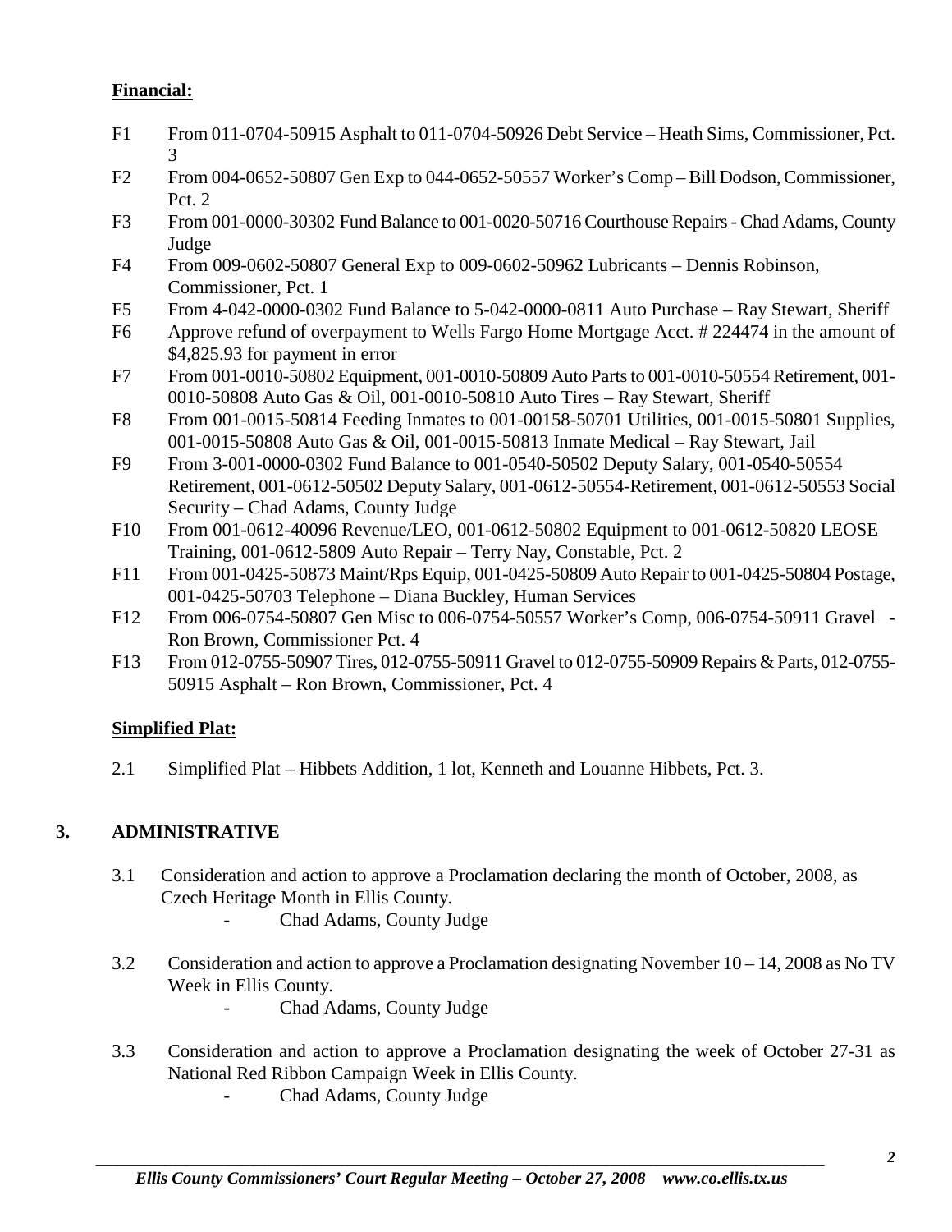**Financial:**

- F1 From 011-0704-50915 Asphalt to 011-0704-50926 Debt Service – Heath Sims, Commissioner, Pct. 3
- F2 From 004-0652-50807 Gen Exp to 044-0652-50557 Worker's Comp – Bill Dodson, Commissioner, Pct. 2
- F3 From 001-0000-30302 Fund Balance to 001-0020-50716 Courthouse Repairs - Chad Adams, County Judge
- F4 From 009-0602-50807 General Exp to 009-0602-50962 Lubricants – Dennis Robinson, Commissioner, Pct. 1
- F5 From 4-042-0000-0302 Fund Balance to 5-042-0000-0811 Auto Purchase – Ray Stewart, Sheriff
- F6 Approve refund of overpayment to Wells Fargo Home Mortgage Acct. # 224474 in the amount of $4,825.93 for payment in error
- F7 From 001-0010-50802 Equipment, 001-0010-50809 Auto Parts to 001-0010-50554 Retirement, 001-0010-50808 Auto Gas & Oil, 001-0010-50810 Auto Tires – Ray Stewart, Sheriff
- F8 From 001-0015-50814 Feeding Inmates to 001-00158-50701 Utilities, 001-0015-50801 Supplies, 001-0015-50808 Auto Gas & Oil, 001-0015-50813 Inmate Medical – Ray Stewart, Jail
- F9 From 3-001-0000-0302 Fund Balance to 001-0540-50502 Deputy Salary, 001-0540-50554 Retirement, 001-0612-50502 Deputy Salary, 001-0612-50554-Retirement, 001-0612-50553 Social Security – Chad Adams, County Judge
- F10 From 001-0612-40096 Revenue/LEO, 001-0612-50802 Equipment to 001-0612-50820 LEOSE Training, 001-0612-5809 Auto Repair – Terry Nay, Constable, Pct. 2
- F11 From 001-0425-50873 Maint/Rps Equip, 001-0425-50809 Auto Repair to 001-0425-50804 Postage, 001-0425-50703 Telephone – Diana Buckley, Human Services
- F12 From 006-0754-50807 Gen Misc to 006-0754-50557 Worker's Comp, 006-0754-50911 Gravel - Ron Brown, Commissioner Pct. 4
- F13 From 012-0755-50907 Tires, 012-0755-50911 Gravel to 012-0755-50909 Repairs & Parts, 012-0755-50915 Asphalt – Ron Brown, Commissioner, Pct. 4

**Simplified Plat:**

2.1 Simplified Plat – Hibbets Addition, 1 lot, Kenneth and Louanne Hibbets, Pct. 3.

## 3. ADMINISTRATIVE

3.1 Consideration and action to approve a Proclamation declaring the month of October, 2008, as Czech Heritage Month in Ellis County.
- Chad Adams, County Judge

3.2 Consideration and action to approve a Proclamation designating November 10 – 14, 2008 as No TV Week in Ellis County.
- Chad Adams, County Judge

3.3 Consideration and action to approve a Proclamation designating the week of October 27-31 as National Red Ribbon Campaign Week in Ellis County.
- Chad Adams, County Judge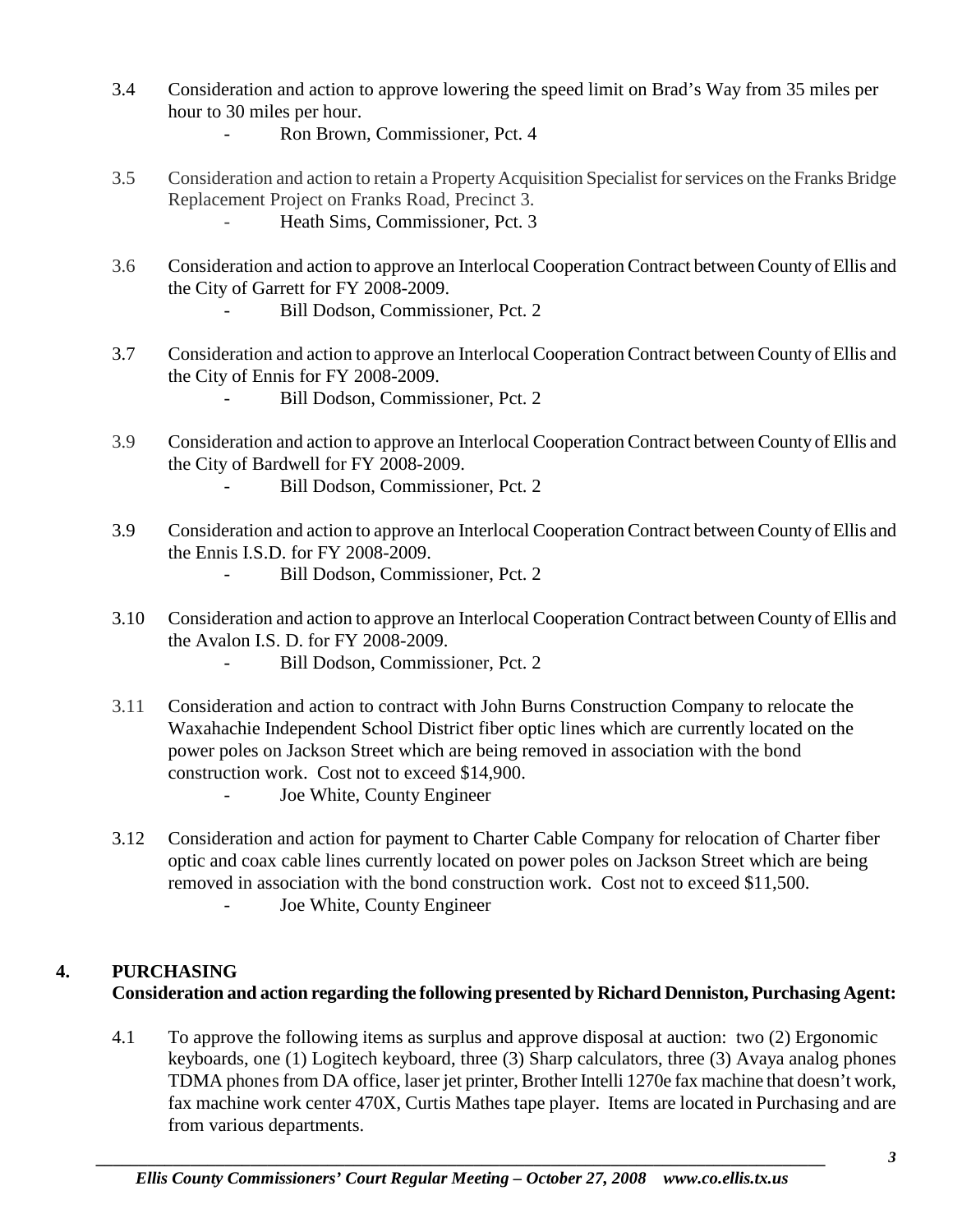3.4 Consideration and action to approve lowering the speed limit on Brad's Way from 35 miles per hour to 30 miles per hour.
- Ron Brown, Commissioner, Pct. 4

3.5 Consideration and action to retain a Property Acquisition Specialist for services on the Franks Bridge Replacement Project on Franks Road, Precinct 3.
- Heath Sims, Commissioner, Pct. 3

3.6 Consideration and action to approve an Interlocal Cooperation Contract between County of Ellis and the City of Garrett for FY 2008-2009.
- Bill Dodson, Commissioner, Pct. 2

3.7 Consideration and action to approve an Interlocal Cooperation Contract between County of Ellis and the City of Ennis for FY 2008-2009.
- Bill Dodson, Commissioner, Pct. 2

3.9 Consideration and action to approve an Interlocal Cooperation Contract between County of Ellis and the City of Bardwell for FY 2008-2009.
- Bill Dodson, Commissioner, Pct. 2

3.9 Consideration and action to approve an Interlocal Cooperation Contract between County of Ellis and the Ennis I.S.D. for FY 2008-2009.
- Bill Dodson, Commissioner, Pct. 2

3.10 Consideration and action to approve an Interlocal Cooperation Contract between County of Ellis and the Avalon I.S. D. for FY 2008-2009.
- Bill Dodson, Commissioner, Pct. 2

3.11 Consideration and action to contract with John Burns Construction Company to relocate the Waxahachie Independent School District fiber optic lines which are currently located on the power poles on Jackson Street which are being removed in association with the bond construction work. Cost not to exceed $14,900.
- Joe White, County Engineer

3.12 Consideration and action for payment to Charter Cable Company for relocation of Charter fiber optic and coax cable lines currently located on power poles on Jackson Street which are being removed in association with the bond construction work. Cost not to exceed $11,500.
- Joe White, County Engineer

## 4. PURCHASING

**Consideration and action regarding the following presented by Richard Denniston, Purchasing Agent:**

4.1 To approve the following items as surplus and approve disposal at auction: two (2) Ergonomic keyboards, one (1) Logitech keyboard, three (3) Sharp calculators, three (3) Avaya analog phones TDMA phones from DA office, laser jet printer, Brother Intelli 1270e fax machine that doesn't work, fax machine work center 470X, Curtis Mathes tape player. Items are located in Purchasing and are from various departments.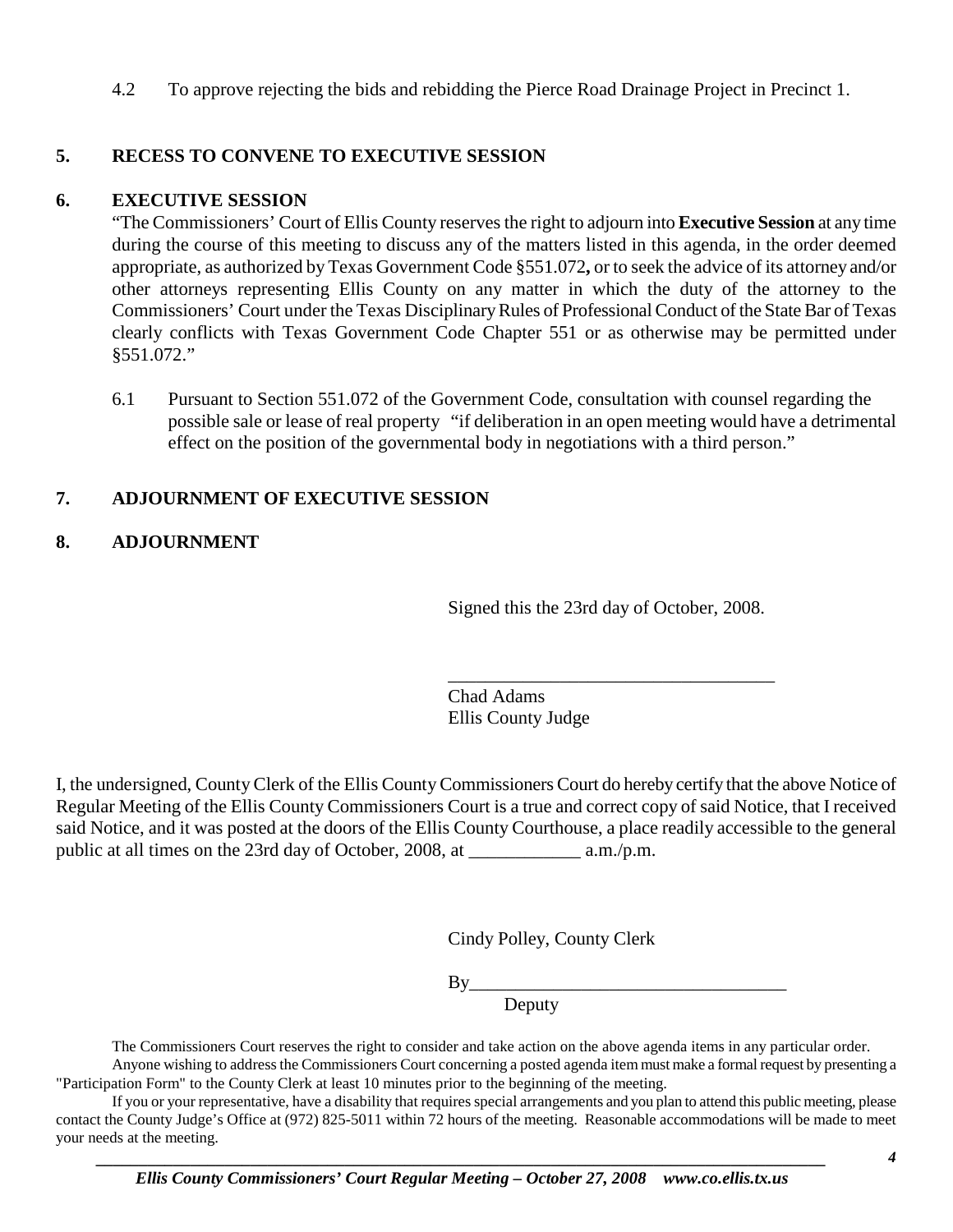4.2 To approve rejecting the bids and rebidding the Pierce Road Drainage Project in Precinct 1.

**5. RECESS TO CONVENE TO EXECUTIVE SESSION**

**6. EXECUTIVE SESSION**

"The Commissioners' Court of Ellis County reserves the right to adjourn into **Executive Session** at any time during the course of this meeting to discuss any of the matters listed in this agenda, in the order deemed appropriate, as authorized by Texas Government Code §551.072**,** or to seek the advice of its attorney and/or other attorneys representing Ellis County on any matter in which the duty of the attorney to the Commissioners' Court under the Texas Disciplinary Rules of Professional Conduct of the State Bar of Texas clearly conflicts with Texas Government Code Chapter 551 or as otherwise may be permitted under §551.072."

6.1 Pursuant to Section 551.072 of the Government Code, consultation with counsel regarding the possible sale or lease of real property "if deliberation in an open meeting would have a detrimental effect on the position of the governmental body in negotiations with a third person."

**7. ADJOURNMENT OF EXECUTIVE SESSION**

**8. ADJOURNMENT**

Signed this the 23rd day of October, 2008.

___________________________________
Chad Adams
Ellis County Judge

I, the undersigned, County Clerk of the Ellis County Commissioners Court do hereby certify that the above Notice of Regular Meeting of the Ellis County Commissioners Court is a true and correct copy of said Notice, that I received said Notice, and it was posted at the doors of the Ellis County Courthouse, a place readily accessible to the general public at all times on the 23rd day of October, 2008, at ____________ a.m./p.m.

Cindy Polley, County Clerk

By__________________________________
Deputy

The Commissioners Court reserves the right to consider and take action on the above agenda items in any particular order.

Anyone wishing to address the Commissioners Court concerning a posted agenda item must make a formal request by presenting a "Participation Form" to the County Clerk at least 10 minutes prior to the beginning of the meeting.

If you or your representative, have a disability that requires special arrangements and you plan to attend this public meeting, please contact the County Judge's Office at (972) 825-5011 within 72 hours of the meeting. Reasonable accommodations will be made to meet your needs at the meeting.